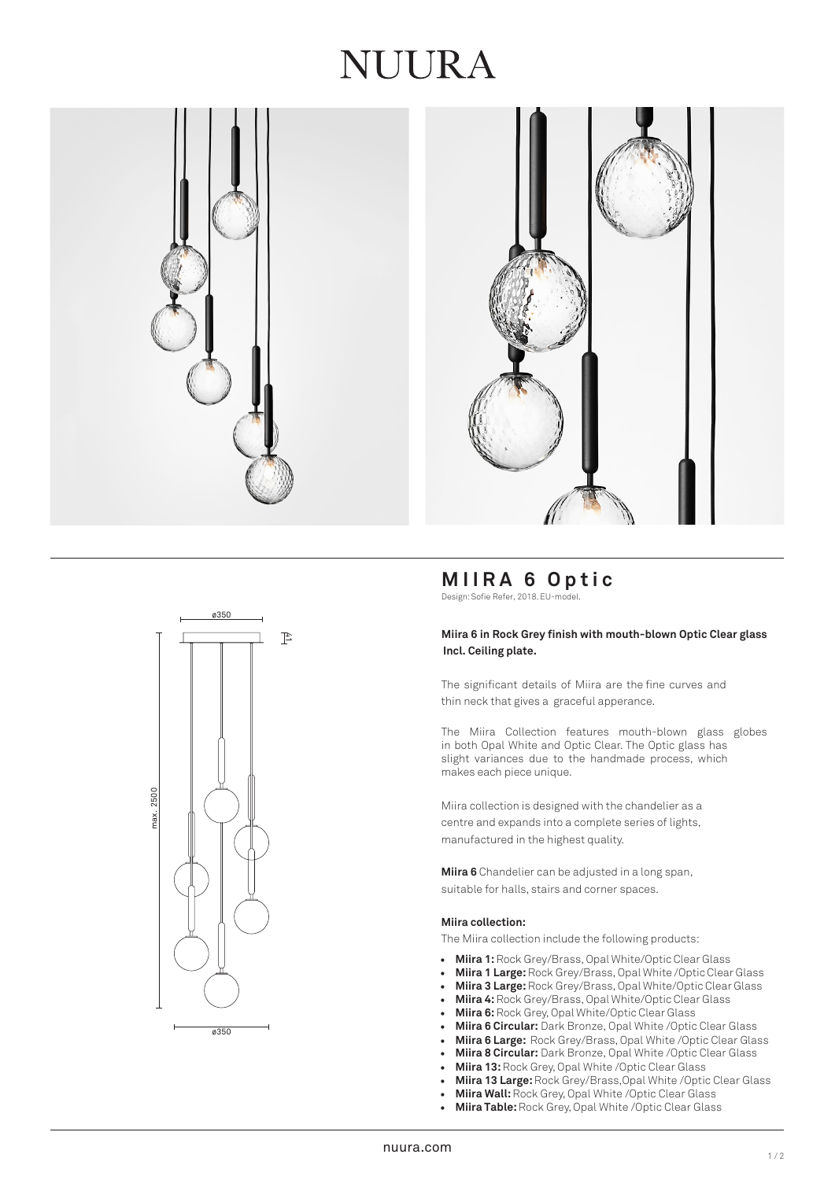# NUURA

## MIIRA 6 Optic

Design: Sofie Refer, 2018. EU-model.

**Miira 6 in Rock Grey finish with mouth-blown Optic Clear glass Incl. Ceiling plate.**

The significant details of Miira are the fine curves and thin neck that gives a graceful apperance.

The Miira Collection features mouth-blown glass globes in both Opal White and Optic Clear. The Optic glass has slight variances due to the handmade process, which makes each piece unique.

Miira collection is designed with the chandelier as a centre and expands into a complete series of lights, manufactured in the highest quality.

**Miira 6** Chandelier can be adjusted in a long span, suitable for halls, stairs and corner spaces.

**Miira collection:**

The Miira collection include the following products:

- **Miira 1:** Rock Grey/Brass, Opal White/Optic Clear Glass
- **Miira 1 Large:** Rock Grey/Brass, Opal White /Optic Clear Glass
- **Miira 3 Large:** Rock Grey/Brass, Opal White/Optic Clear Glass
- **Miira 4:** Rock Grey/Brass, Opal White/Optic Clear Glass
- **Miira 6:** Rock Grey, Opal White/Optic Clear Glass
- **Miira 6 Circular:** Dark Bronze, Opal White /Optic Clear Glass
- **Miira 6 Large:** Rock Grey/Brass, Opal White /Optic Clear Glass
- **Miira 8 Circular:** Dark Bronze, Opal White /Optic Clear Glass
- **Miira 13:** Rock Grey, Opal White /Optic Clear Glass
- **Miira 13 Large:** Rock Grey/Brass,Opal White /Optic Clear Glass
- **Miira Wall:** Rock Grey, Opal White /Optic Clear Glass
- **Miira Table:** Rock Grey, Opal White /Optic Clear Glass

nuura.com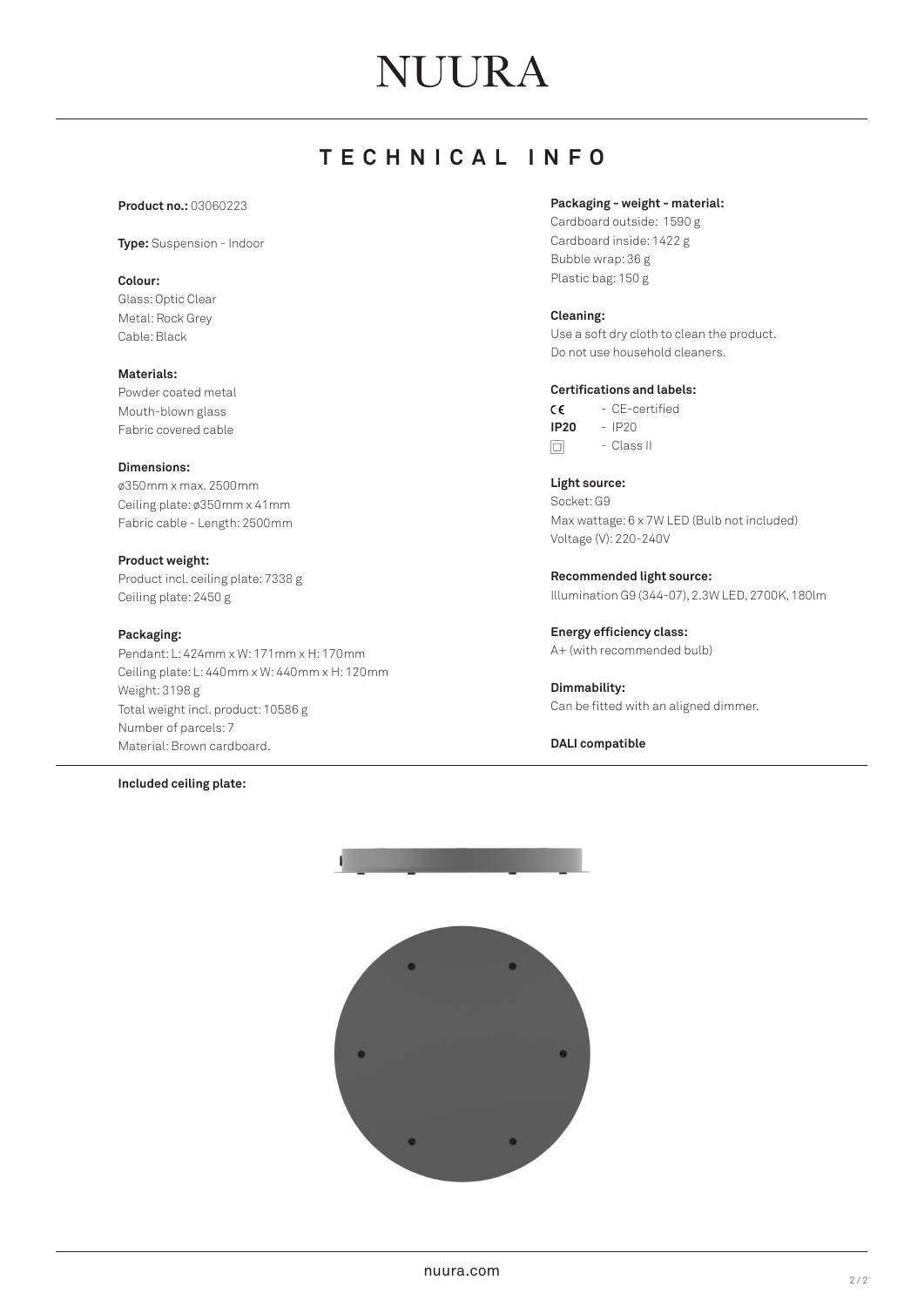# NUURA

## TECHNICAL INFO

**Product no.:** 03060223

**Type:** Suspension - Indoor

**Colour:**
Glass: Optic Clear
Metal: Rock Grey
Cable: Black

**Materials:**
Powder coated metal
Mouth-blown glass
Fabric covered cable

**Dimensions:**
ø350mm x max. 2500mm
Ceiling plate: ø350mm x 41mm
Fabric cable - Length: 2500mm

**Product weight:**
Product incl. ceiling plate: 7338 g
Ceiling plate: 2450 g

**Packaging:**
Pendant: L: 424mm x W: 171mm x H: 170mm
Ceiling plate: L: 440mm x W: 440mm x H: 120mm
Weight: 3198 g
Total weight incl. product: 10586 g
Number of parcels: 7
Material: Brown cardboard.

**Packaging - weight - material:**
Cardboard outside: 1590 g
Cardboard inside: 1422 g
Bubble wrap: 36 g
Plastic bag: 150 g

**Cleaning:**
Use a soft dry cloth to clean the product.
Do not use household cleaners.

**Certifications and labels:**
CE - CE-certified
**IP20** - IP20
□ - Class II

**Light source:**
Socket: G9
Max wattage: 6 x 7W LED (Bulb not included)
Voltage (V): 220-240V

**Recommended light source:**
Illumination G9 (344-07), 2.3W LED, 2700K, 180lm

**Energy efficiency class:**
A+ (with recommended bulb)

**Dimmability:**
Can be fitted with an aligned dimmer.

**DALI compatible**

**Included ceiling plate:**

nuura.com